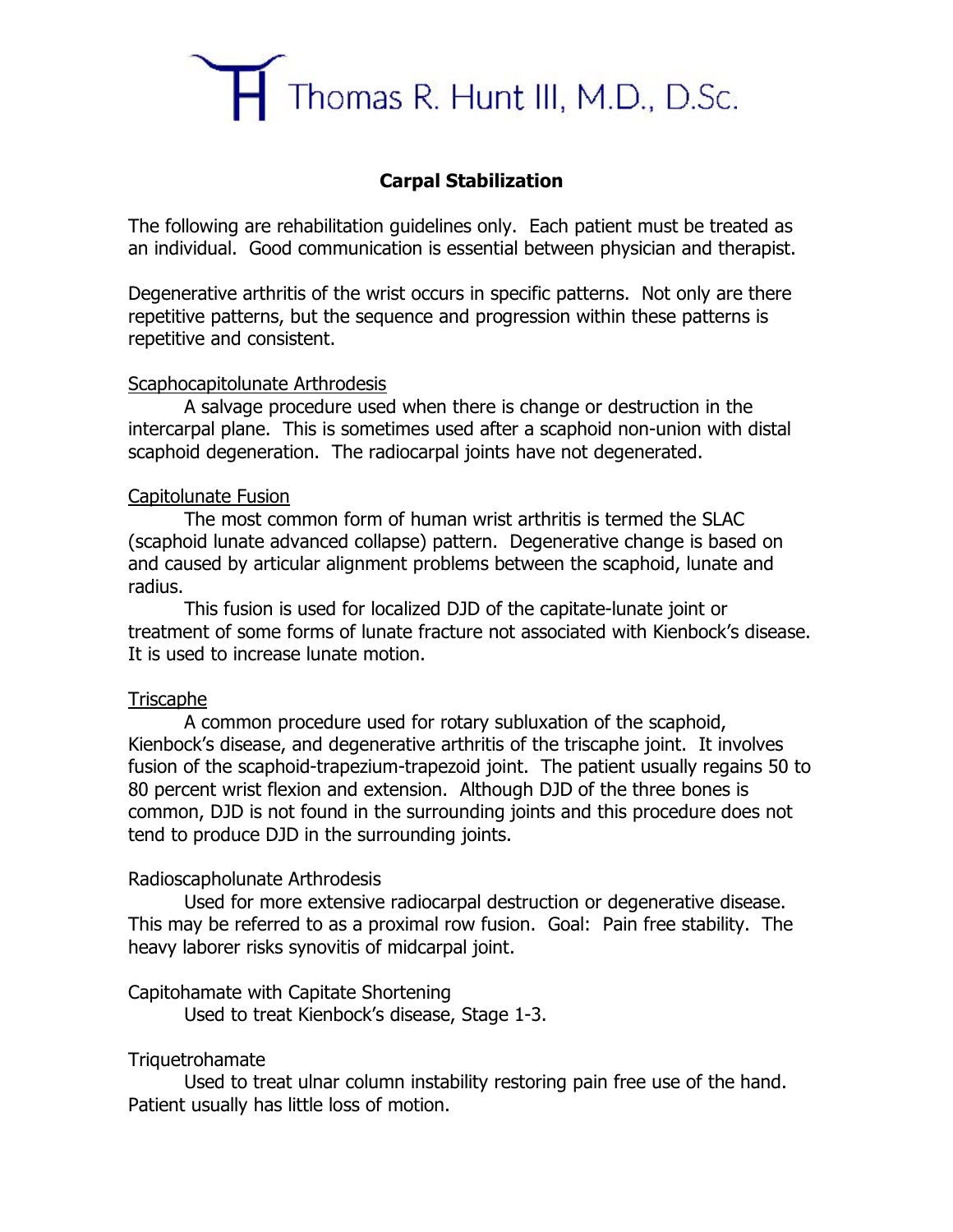# Thomas R. Hunt III, M.D., D.Sc.

## Carpal Stabilization

The following are rehabilitation guidelines only. Each patient must be treated as an individual. Good communication is essential between physician and therapist.

Degenerative arthritis of the wrist occurs in specific patterns. Not only are there repetitive patterns, but the sequence and progression within these patterns is repetitive and consistent.

<u>Scaphocapitolunate Arthrodesis</u>

A salvage procedure used when there is change or destruction in the intercarpal plane. This is sometimes used after a scaphoid non-union with distal scaphoid degeneration. The radiocarpal joints have not degenerated.

<u>Capitolunate Fusion</u>

The most common form of human wrist arthritis is termed the SLAC (scaphoid lunate advanced collapse) pattern. Degenerative change is based on and caused by articular alignment problems between the scaphoid, lunate and radius.

This fusion is used for localized DJD of the capitate-lunate joint or treatment of some forms of lunate fracture not associated with Kienbock's disease. It is used to increase lunate motion.

<u>Triscaphe</u>

A common procedure used for rotary subluxation of the scaphoid, Kienbock's disease, and degenerative arthritis of the triscaphe joint. It involves fusion of the scaphoid-trapezium-trapezoid joint. The patient usually regains 50 to 80 percent wrist flexion and extension. Although DJD of the three bones is common, DJD is not found in the surrounding joints and this procedure does not tend to produce DJD in the surrounding joints.

Radioscapholunate Arthrodesis

Used for more extensive radiocarpal destruction or degenerative disease. This may be referred to as a proximal row fusion. Goal: Pain free stability. The heavy laborer risks synovitis of midcarpal joint.

Capitohamate with Capitate Shortening

Used to treat Kienbock's disease, Stage 1-3.

Triquetrohamate

Used to treat ulnar column instability restoring pain free use of the hand. Patient usually has little loss of motion.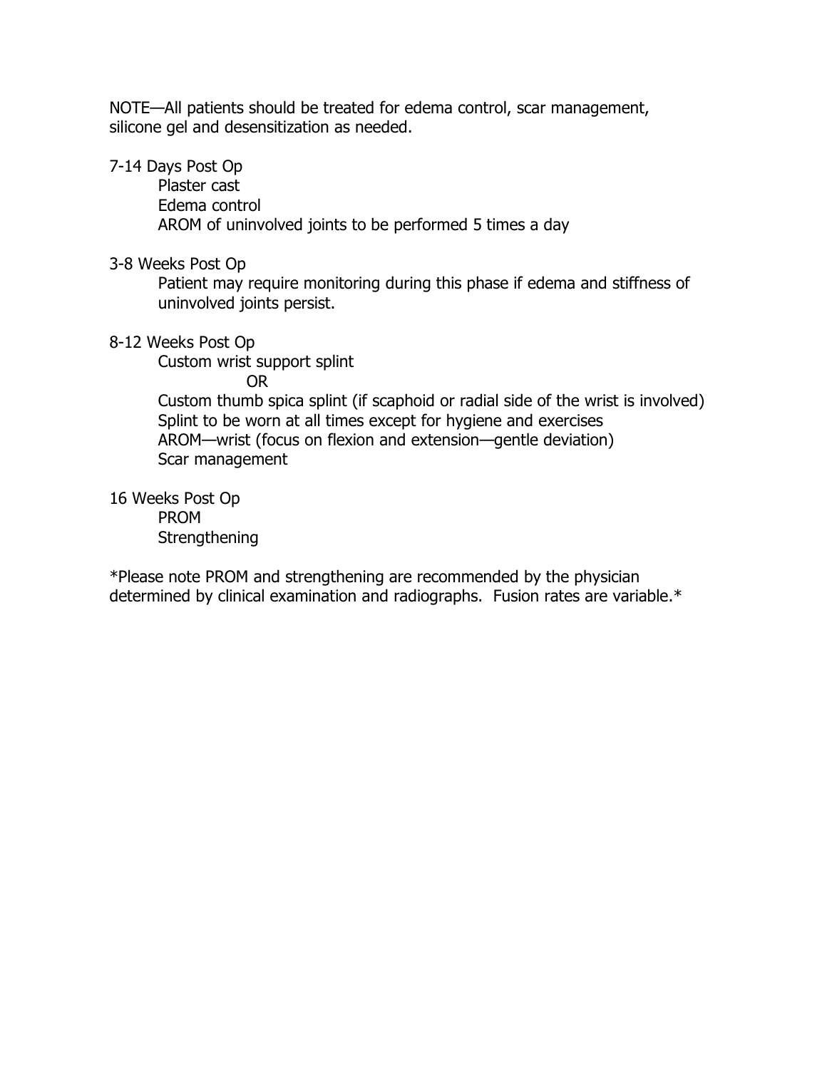NOTE—All patients should be treated for edema control, scar management, silicone gel and desensitization as needed.

7-14 Days Post Op

- Plaster cast
- Edema control
- AROM of uninvolved joints to be performed 5 times a day

3-8 Weeks Post Op

- Patient may require monitoring during this phase if edema and stiffness of uninvolved joints persist.

8-12 Weeks Post Op

- Custom wrist support splint

  OR

- Custom thumb spica splint (if scaphoid or radial side of the wrist is involved)
- Splint to be worn at all times except for hygiene and exercises
- AROM—wrist (focus on flexion and extension—gentle deviation)
- Scar management

16 Weeks Post Op

- PROM
- Strengthening

*Please note PROM and strengthening are recommended by the physician determined by clinical examination and radiographs. Fusion rates are variable.*